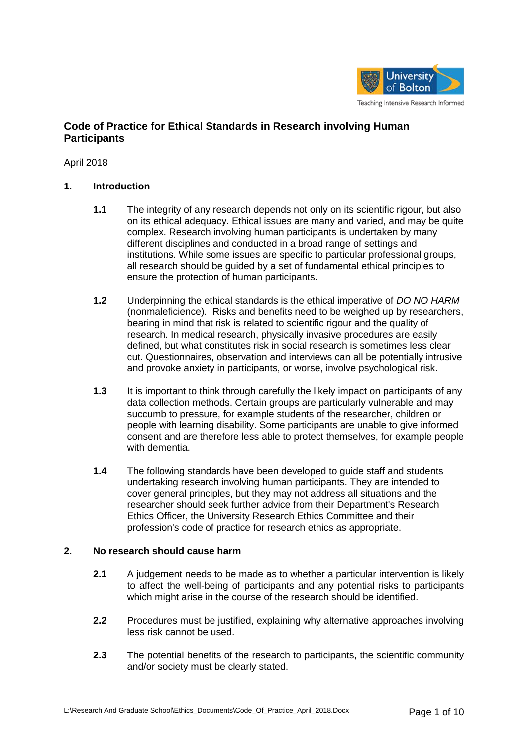# Code of Practice for Ethical Standards in Research involving Human Participants

April 2018

## 1. Introduction

**1.1** The integrity of any research depends not only on its scientific rigour, but also on its ethical adequacy. Ethical issues are many and varied, and may be quite complex. Research involving human participants is undertaken by many different disciplines and conducted in a broad range of settings and institutions. While some issues are specific to particular professional groups, all research should be guided by a set of fundamental ethical principles to ensure the protection of human participants.

**1.2** Underpinning the ethical standards is the ethical imperative of *DO NO HARM* (nonmaleficience). Risks and benefits need to be weighed up by researchers, bearing in mind that risk is related to scientific rigour and the quality of research. In medical research, physically invasive procedures are easily defined, but what constitutes risk in social research is sometimes less clear cut. Questionnaires, observation and interviews can all be potentially intrusive and provoke anxiety in participants, or worse, involve psychological risk.

**1.3** It is important to think through carefully the likely impact on participants of any data collection methods. Certain groups are particularly vulnerable and may succumb to pressure, for example students of the researcher, children or people with learning disability. Some participants are unable to give informed consent and are therefore less able to protect themselves, for example people with dementia.

**1.4** The following standards have been developed to guide staff and students undertaking research involving human participants. They are intended to cover general principles, but they may not address all situations and the researcher should seek further advice from their Department's Research Ethics Officer, the University Research Ethics Committee and their profession's code of practice for research ethics as appropriate.

## 2. No research should cause harm

**2.1** A judgement needs to be made as to whether a particular intervention is likely to affect the well-being of participants and any potential risks to participants which might arise in the course of the research should be identified.

**2.2** Procedures must be justified, explaining why alternative approaches involving less risk cannot be used.

**2.3** The potential benefits of the research to participants, the scientific community and/or society must be clearly stated.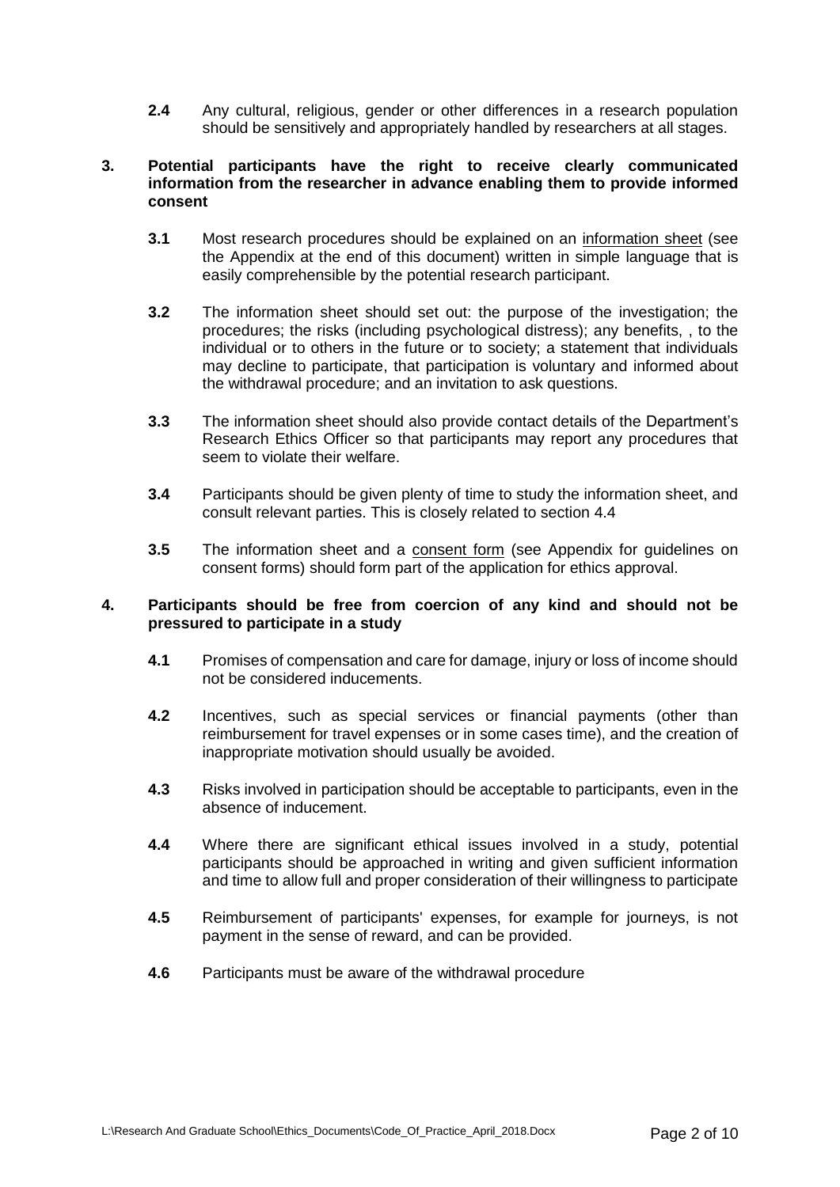**2.4** Any cultural, religious, gender or other differences in a research population should be sensitively and appropriately handled by researchers at all stages.

**3. Potential participants have the right to receive clearly communicated information from the researcher in advance enabling them to provide informed consent**

**3.1** Most research procedures should be explained on an information sheet (see the Appendix at the end of this document) written in simple language that is easily comprehensible by the potential research participant.

**3.2** The information sheet should set out: the purpose of the investigation; the procedures; the risks (including psychological distress); any benefits, , to the individual or to others in the future or to society; a statement that individuals may decline to participate, that participation is voluntary and informed about the withdrawal procedure; and an invitation to ask questions.

**3.3** The information sheet should also provide contact details of the Department's Research Ethics Officer so that participants may report any procedures that seem to violate their welfare.

**3.4** Participants should be given plenty of time to study the information sheet, and consult relevant parties. This is closely related to section 4.4

**3.5** The information sheet and a consent form (see Appendix for guidelines on consent forms) should form part of the application for ethics approval.

**4. Participants should be free from coercion of any kind and should not be pressured to participate in a study**

**4.1** Promises of compensation and care for damage, injury or loss of income should not be considered inducements.

**4.2** Incentives, such as special services or financial payments (other than reimbursement for travel expenses or in some cases time), and the creation of inappropriate motivation should usually be avoided.

**4.3** Risks involved in participation should be acceptable to participants, even in the absence of inducement.

**4.4** Where there are significant ethical issues involved in a study, potential participants should be approached in writing and given sufficient information and time to allow full and proper consideration of their willingness to participate

**4.5** Reimbursement of participants' expenses, for example for journeys, is not payment in the sense of reward, and can be provided.

**4.6** Participants must be aware of the withdrawal procedure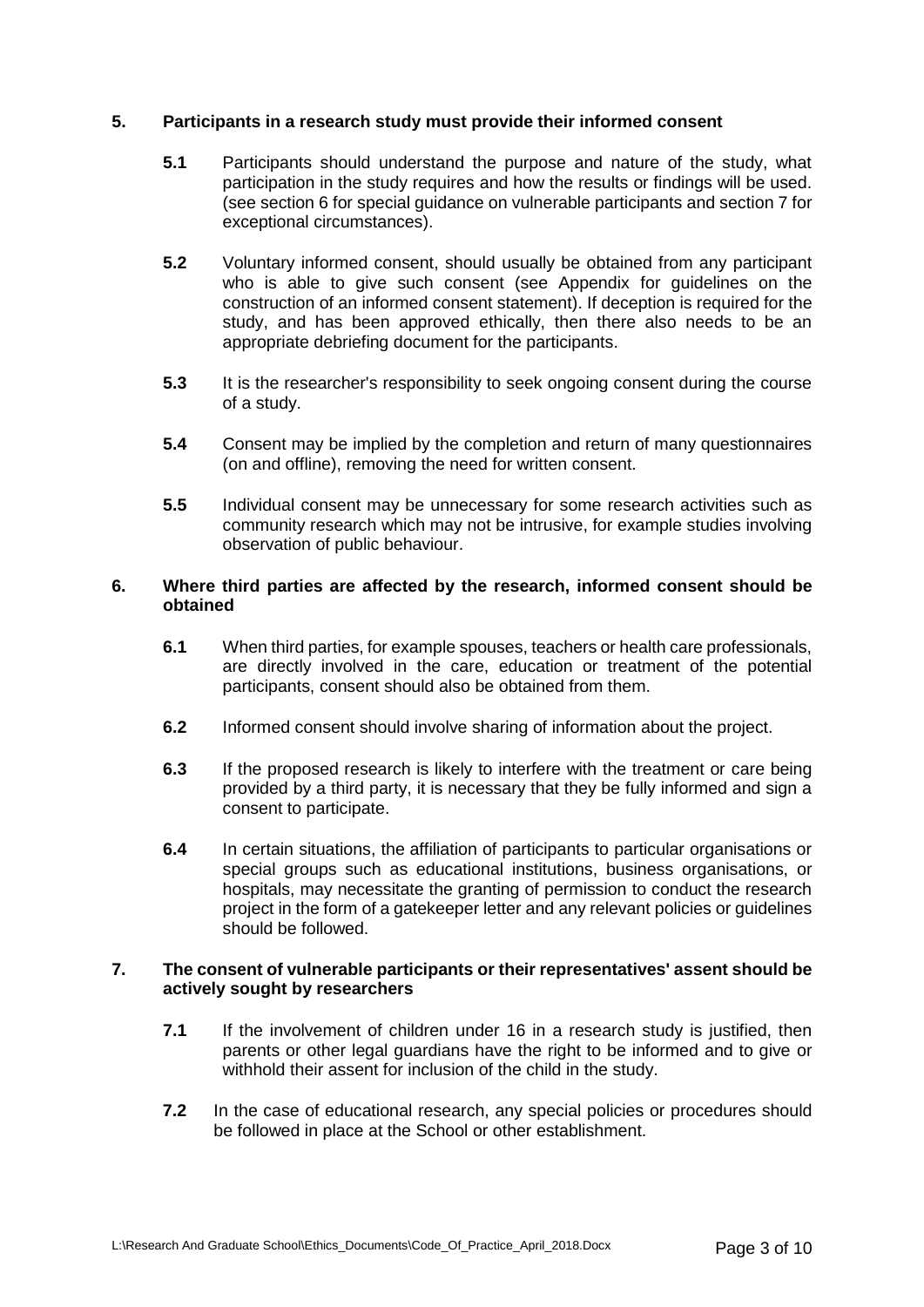## 5. Participants in a research study must provide their informed consent

**5.1** Participants should understand the purpose and nature of the study, what participation in the study requires and how the results or findings will be used. (see section 6 for special guidance on vulnerable participants and section 7 for exceptional circumstances).

**5.2** Voluntary informed consent, should usually be obtained from any participant who is able to give such consent (see Appendix for guidelines on the construction of an informed consent statement). If deception is required for the study, and has been approved ethically, then there also needs to be an appropriate debriefing document for the participants.

**5.3** It is the researcher's responsibility to seek ongoing consent during the course of a study.

**5.4** Consent may be implied by the completion and return of many questionnaires (on and offline), removing the need for written consent.

**5.5** Individual consent may be unnecessary for some research activities such as community research which may not be intrusive, for example studies involving observation of public behaviour.

## 6. Where third parties are affected by the research, informed consent should be obtained

**6.1** When third parties, for example spouses, teachers or health care professionals, are directly involved in the care, education or treatment of the potential participants, consent should also be obtained from them.

**6.2** Informed consent should involve sharing of information about the project.

**6.3** If the proposed research is likely to interfere with the treatment or care being provided by a third party, it is necessary that they be fully informed and sign a consent to participate.

**6.4** In certain situations, the affiliation of participants to particular organisations or special groups such as educational institutions, business organisations, or hospitals, may necessitate the granting of permission to conduct the research project in the form of a gatekeeper letter and any relevant policies or guidelines should be followed.

## 7. The consent of vulnerable participants or their representatives' assent should be actively sought by researchers

**7.1** If the involvement of children under 16 in a research study is justified, then parents or other legal guardians have the right to be informed and to give or withhold their assent for inclusion of the child in the study.

**7.2** In the case of educational research, any special policies or procedures should be followed in place at the School or other establishment.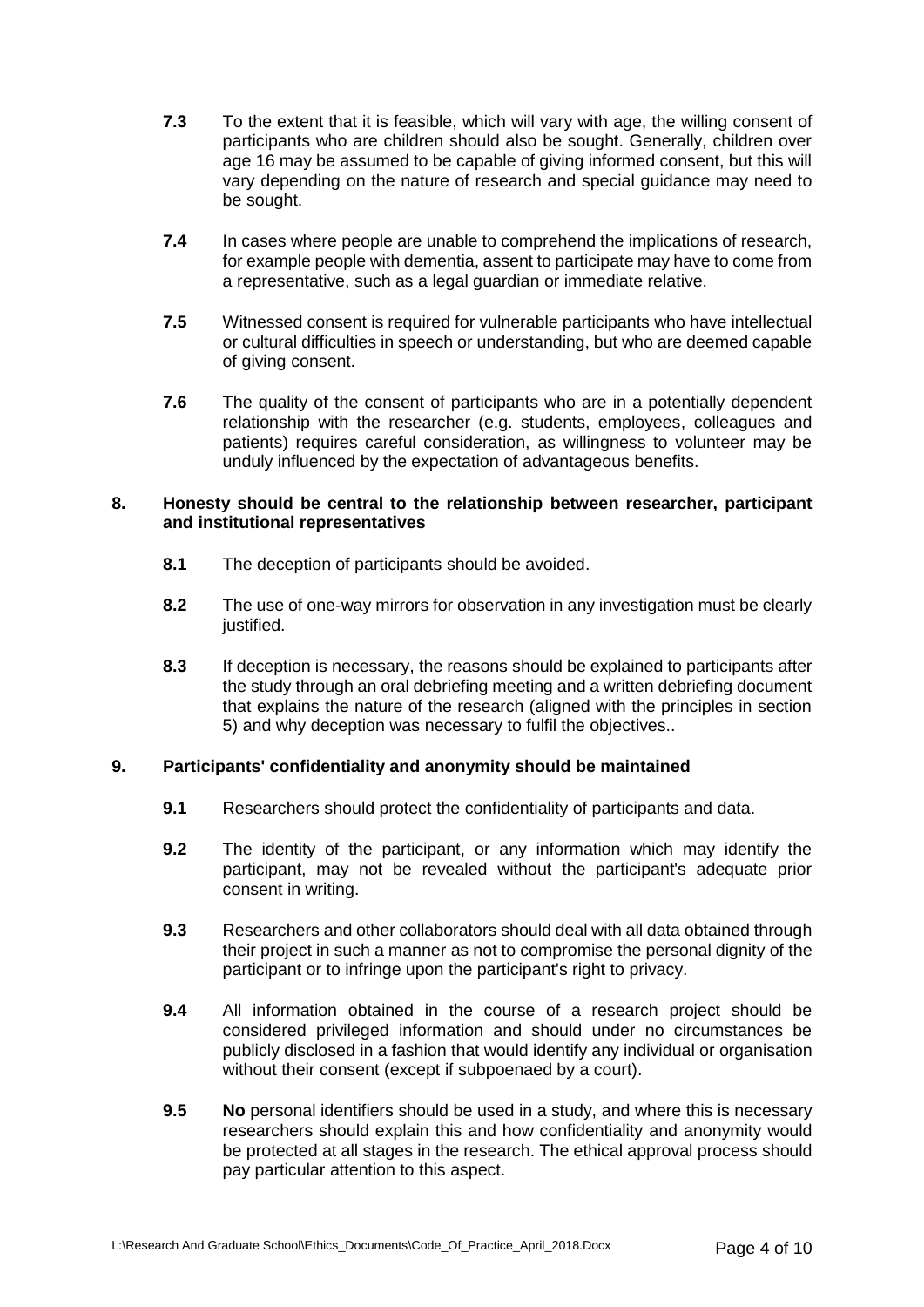**7.3** To the extent that it is feasible, which will vary with age, the willing consent of participants who are children should also be sought. Generally, children over age 16 may be assumed to be capable of giving informed consent, but this will vary depending on the nature of research and special guidance may need to be sought.

**7.4** In cases where people are unable to comprehend the implications of research, for example people with dementia, assent to participate may have to come from a representative, such as a legal guardian or immediate relative.

**7.5** Witnessed consent is required for vulnerable participants who have intellectual or cultural difficulties in speech or understanding, but who are deemed capable of giving consent.

**7.6** The quality of the consent of participants who are in a potentially dependent relationship with the researcher (e.g. students, employees, colleagues and patients) requires careful consideration, as willingness to volunteer may be unduly influenced by the expectation of advantageous benefits.

**8. Honesty should be central to the relationship between researcher, participant and institutional representatives**

**8.1** The deception of participants should be avoided.

**8.2** The use of one-way mirrors for observation in any investigation must be clearly justified.

**8.3** If deception is necessary, the reasons should be explained to participants after the study through an oral debriefing meeting and a written debriefing document that explains the nature of the research (aligned with the principles in section 5) and why deception was necessary to fulfil the objectives..

**9. Participants' confidentiality and anonymity should be maintained**

**9.1** Researchers should protect the confidentiality of participants and data.

**9.2** The identity of the participant, or any information which may identify the participant, may not be revealed without the participant's adequate prior consent in writing.

**9.3** Researchers and other collaborators should deal with all data obtained through their project in such a manner as not to compromise the personal dignity of the participant or to infringe upon the participant's right to privacy.

**9.4** All information obtained in the course of a research project should be considered privileged information and should under no circumstances be publicly disclosed in a fashion that would identify any individual or organisation without their consent (except if subpoenaed by a court).

**9.5** **No** personal identifiers should be used in a study, and where this is necessary researchers should explain this and how confidentiality and anonymity would be protected at all stages in the research. The ethical approval process should pay particular attention to this aspect.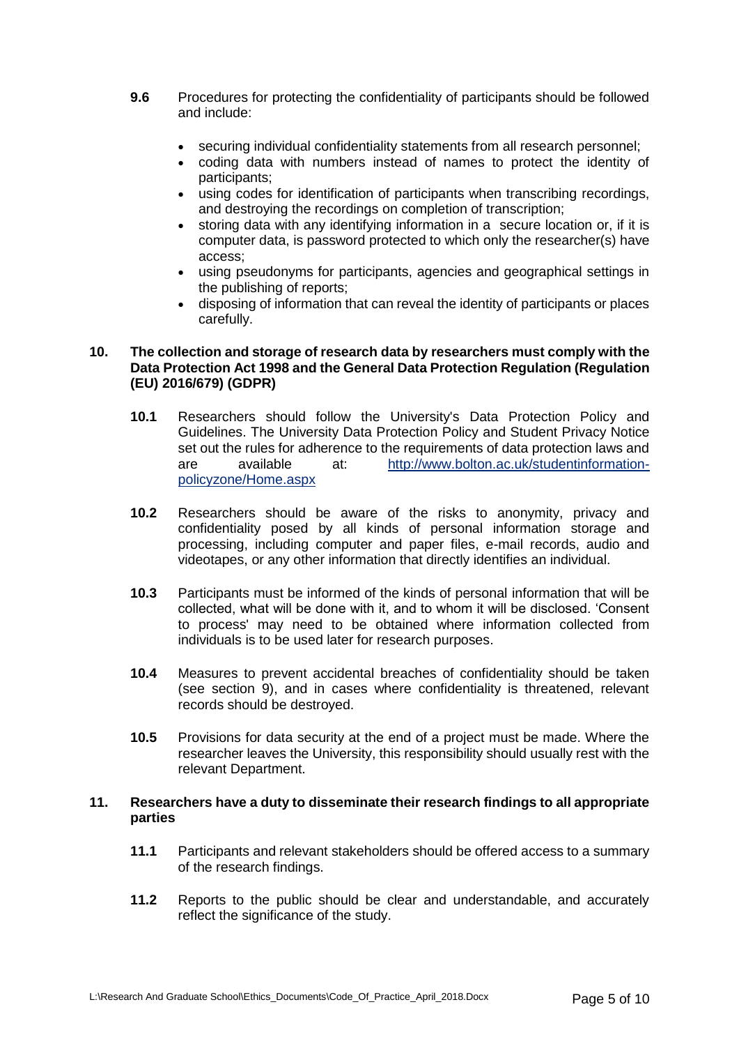**9.6** Procedures for protecting the confidentiality of participants should be followed and include:

- securing individual confidentiality statements from all research personnel;
- coding data with numbers instead of names to protect the identity of participants;
- using codes for identification of participants when transcribing recordings, and destroying the recordings on completion of transcription;
- storing data with any identifying information in a secure location or, if it is computer data, is password protected to which only the researcher(s) have access;
- using pseudonyms for participants, agencies and geographical settings in the publishing of reports;
- disposing of information that can reveal the identity of participants or places carefully.

## 10. The collection and storage of research data by researchers must comply with the Data Protection Act 1998 and the General Data Protection Regulation (Regulation (EU) 2016/679) (GDPR)

**10.1** Researchers should follow the University's Data Protection Policy and Guidelines. The University Data Protection Policy and Student Privacy Notice set out the rules for adherence to the requirements of data protection laws and are available at: [http://www.bolton.ac.uk/studentinformation-policyzone/Home.aspx](http://www.bolton.ac.uk/studentinformation-policyzone/Home.aspx)

**10.2** Researchers should be aware of the risks to anonymity, privacy and confidentiality posed by all kinds of personal information storage and processing, including computer and paper files, e-mail records, audio and videotapes, or any other information that directly identifies an individual.

**10.3** Participants must be informed of the kinds of personal information that will be collected, what will be done with it, and to whom it will be disclosed. 'Consent to process' may need to be obtained where information collected from individuals is to be used later for research purposes.

**10.4** Measures to prevent accidental breaches of confidentiality should be taken (see section 9), and in cases where confidentiality is threatened, relevant records should be destroyed.

**10.5** Provisions for data security at the end of a project must be made. Where the researcher leaves the University, this responsibility should usually rest with the relevant Department.

## 11. Researchers have a duty to disseminate their research findings to all appropriate parties

**11.1** Participants and relevant stakeholders should be offered access to a summary of the research findings.

**11.2** Reports to the public should be clear and understandable, and accurately reflect the significance of the study.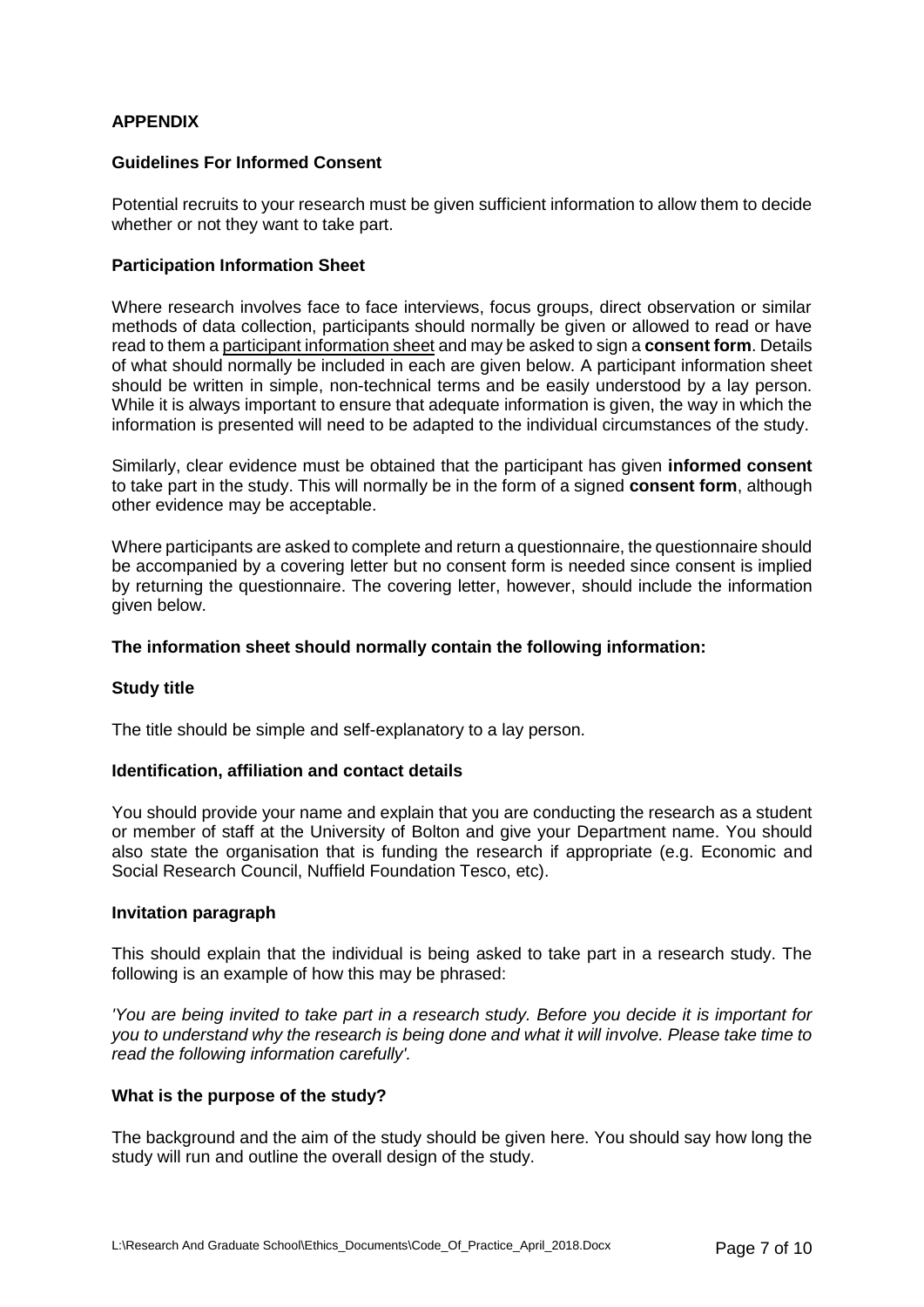## APPENDIX

### Guidelines For Informed Consent

Potential recruits to your research must be given sufficient information to allow them to decide whether or not they want to take part.

### Participation Information Sheet

Where research involves face to face interviews, focus groups, direct observation or similar methods of data collection, participants should normally be given or allowed to read or have read to them a participant information sheet and may be asked to sign a **consent form**. Details of what should normally be included in each are given below. A participant information sheet should be written in simple, non-technical terms and be easily understood by a lay person. While it is always important to ensure that adequate information is given, the way in which the information is presented will need to be adapted to the individual circumstances of the study.

Similarly, clear evidence must be obtained that the participant has given **informed consent** to take part in the study. This will normally be in the form of a signed **consent form**, although other evidence may be acceptable.

Where participants are asked to complete and return a questionnaire, the questionnaire should be accompanied by a covering letter but no consent form is needed since consent is implied by returning the questionnaire. The covering letter, however, should include the information given below.

### The information sheet should normally contain the following information:

#### Study title

The title should be simple and self-explanatory to a lay person.

#### Identification, affiliation and contact details

You should provide your name and explain that you are conducting the research as a student or member of staff at the University of Bolton and give your Department name. You should also state the organisation that is funding the research if appropriate (e.g. Economic and Social Research Council, Nuffield Foundation Tesco, etc).

#### Invitation paragraph

This should explain that the individual is being asked to take part in a research study. The following is an example of how this may be phrased:

*'You are being invited to take part in a research study. Before you decide it is important for you to understand why the research is being done and what it will involve. Please take time to read the following information carefully'.*

#### What is the purpose of the study?

The background and the aim of the study should be given here. You should say how long the study will run and outline the overall design of the study.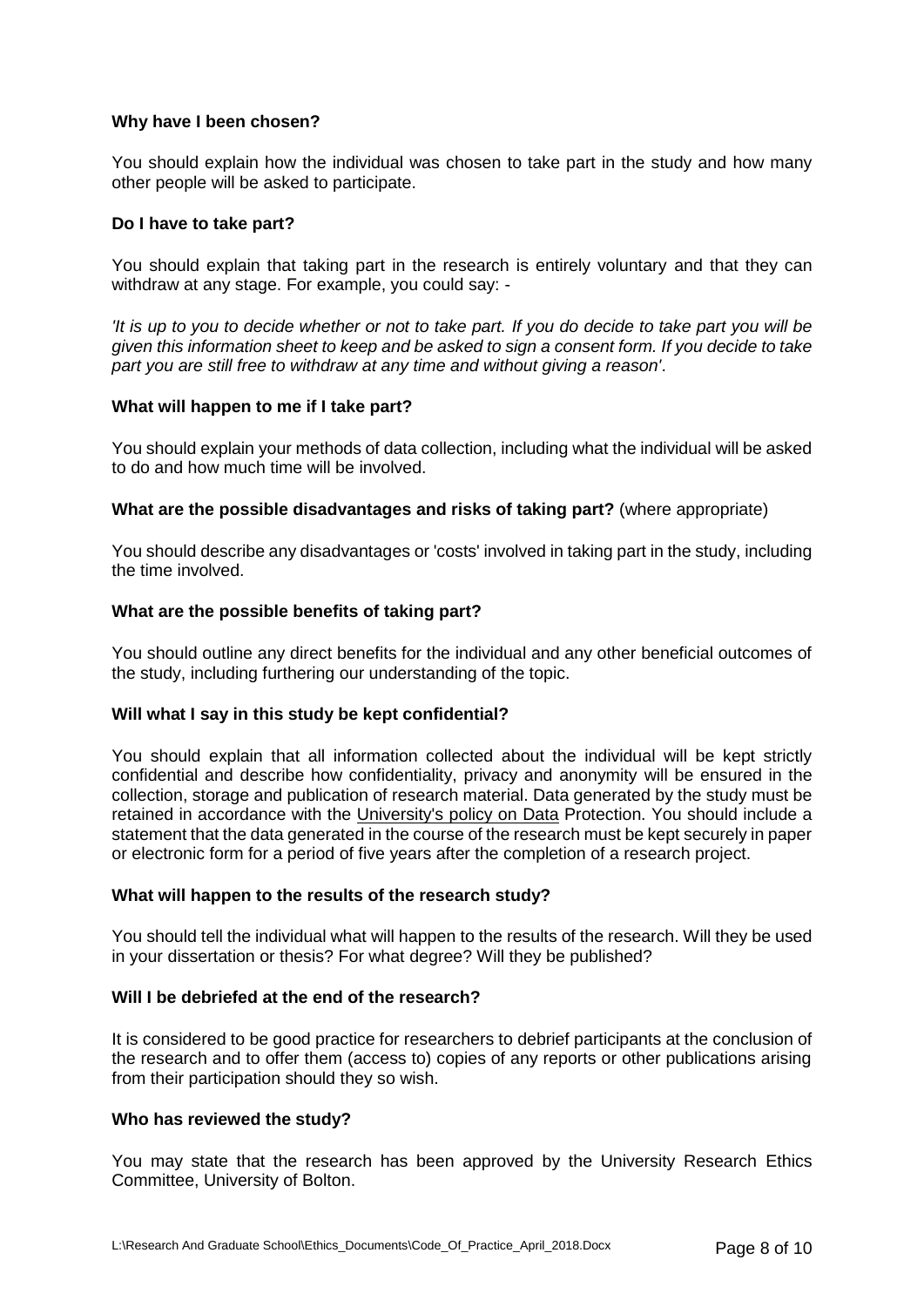**Why have I been chosen?**

You should explain how the individual was chosen to take part in the study and how many other people will be asked to participate.

**Do I have to take part?**

You should explain that taking part in the research is entirely voluntary and that they can withdraw at any stage. For example, you could say: -

*'It is up to you to decide whether or not to take part. If you do decide to take part you will be given this information sheet to keep and be asked to sign a consent form. If you decide to take part you are still free to withdraw at any time and without giving a reason'*.

**What will happen to me if I take part?**

You should explain your methods of data collection, including what the individual will be asked to do and how much time will be involved.

**What are the possible disadvantages and risks of taking part?** (where appropriate)

You should describe any disadvantages or 'costs' involved in taking part in the study, including the time involved.

**What are the possible benefits of taking part?**

You should outline any direct benefits for the individual and any other beneficial outcomes of the study, including furthering our understanding of the topic.

**Will what I say in this study be kept confidential?**

You should explain that all information collected about the individual will be kept strictly confidential and describe how confidentiality, privacy and anonymity will be ensured in the collection, storage and publication of research material. Data generated by the study must be retained in accordance with the University's policy on Data Protection. You should include a statement that the data generated in the course of the research must be kept securely in paper or electronic form for a period of five years after the completion of a research project.

**What will happen to the results of the research study?**

You should tell the individual what will happen to the results of the research. Will they be used in your dissertation or thesis? For what degree? Will they be published?

**Will I be debriefed at the end of the research?**

It is considered to be good practice for researchers to debrief participants at the conclusion of the research and to offer them (access to) copies of any reports or other publications arising from their participation should they so wish.

**Who has reviewed the study?**

You may state that the research has been approved by the University Research Ethics Committee, University of Bolton.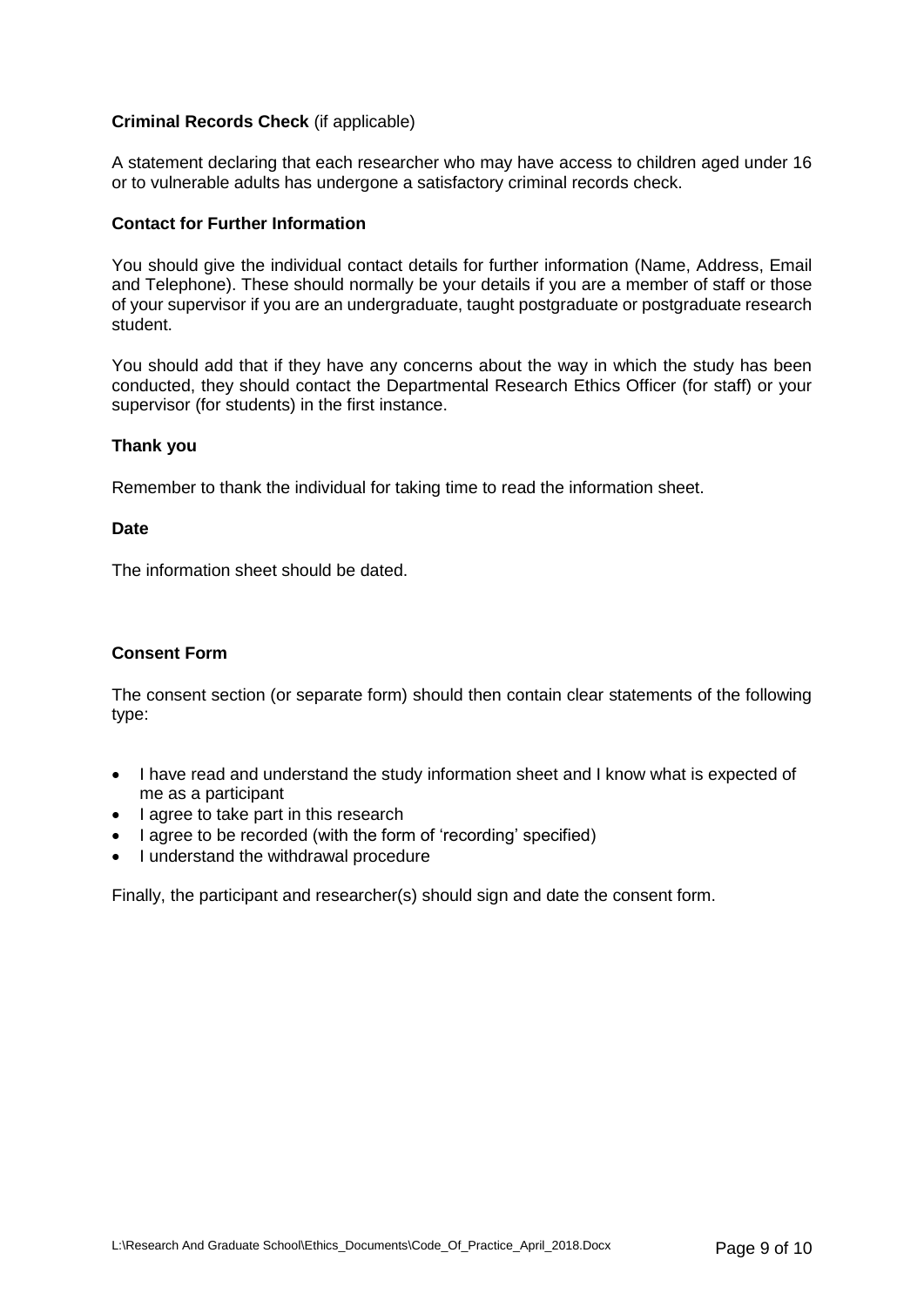**Criminal Records Check** (if applicable)

A statement declaring that each researcher who may have access to children aged under 16 or to vulnerable adults has undergone a satisfactory criminal records check.

**Contact for Further Information**

You should give the individual contact details for further information (Name, Address, Email and Telephone). These should normally be your details if you are a member of staff or those of your supervisor if you are an undergraduate, taught postgraduate or postgraduate research student.

You should add that if they have any concerns about the way in which the study has been conducted, they should contact the Departmental Research Ethics Officer (for staff) or your supervisor (for students) in the first instance.

**Thank you**

Remember to thank the individual for taking time to read the information sheet.

**Date**

The information sheet should be dated.

**Consent Form**

The consent section (or separate form) should then contain clear statements of the following type:

- I have read and understand the study information sheet and I know what is expected of me as a participant
- I agree to take part in this research
- I agree to be recorded (with the form of 'recording' specified)
- I understand the withdrawal procedure

Finally, the participant and researcher(s) should sign and date the consent form.

L:\Research And Graduate School\Ethics_Documents\Code_Of_Practice_April_2018.Docx